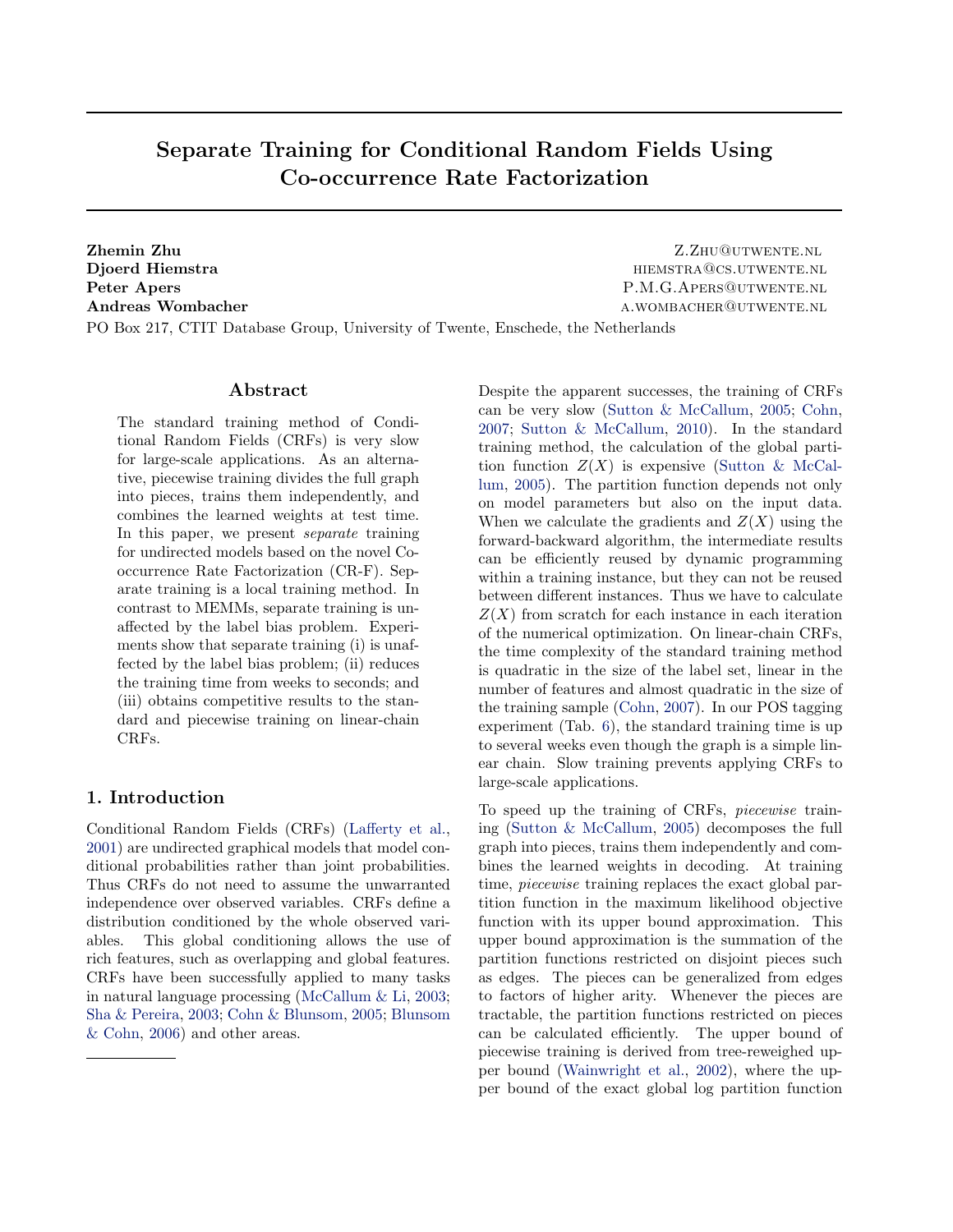# Separate Training for Conditional Random Fields Using Co-occurrence Rate Factorization

**Zhemin Zhu** Z.ZHU@UTWENTE.NL
**Djoerd Hiemstra** HIEMSTRA@CS.UTWENTE.NL
**Peter Apers** P.M.G.APERS@UTWENTE.NL
**Andreas Wombacher** A.WOMBACHER@UTWENTE.NL
PO Box 217, CTIT Database Group, University of Twente, Enschede, the Netherlands

## Abstract

The standard training method of Conditional Random Fields (CRFs) is very slow for large-scale applications. As an alternative, piecewise training divides the full graph into pieces, trains them independently, and combines the learned weights at test time. In this paper, we present *separate* training for undirected models based on the novel Co-occurrence Rate Factorization (CR-F). Separate training is a local training method. In contrast to MEMMs, separate training is unaffected by the label bias problem. Experiments show that separate training (i) is unaffected by the label bias problem; (ii) reduces the training time from weeks to seconds; and (iii) obtains competitive results to the standard and piecewise training on linear-chain CRFs.

## 1. Introduction

Conditional Random Fields (CRFs) (Lafferty et al., 2001) are undirected graphical models that model conditional probabilities rather than joint probabilities. Thus CRFs do not need to assume the unwarranted independence over observed variables. CRFs define a distribution conditioned by the whole observed variables. This global conditioning allows the use of rich features, such as overlapping and global features. CRFs have been successfully applied to many tasks in natural language processing (McCallum & Li, 2003; Sha & Pereira, 2003; Cohn & Blunsom, 2005; Blunsom & Cohn, 2006) and other areas.

Despite the apparent successes, the training of CRFs can be very slow (Sutton & McCallum, 2005; Cohn, 2007; Sutton & McCallum, 2010). In the standard training method, the calculation of the global partition function $Z(X)$ is expensive (Sutton & McCallum, 2005). The partition function depends not only on model parameters but also on the input data. When we calculate the gradients and $Z(X)$ using the forward-backward algorithm, the intermediate results can be efficiently reused by dynamic programming within a training instance, but they can not be reused between different instances. Thus we have to calculate $Z(X)$ from scratch for each instance in each iteration of the numerical optimization. On linear-chain CRFs, the time complexity of the standard training method is quadratic in the size of the label set, linear in the number of features and almost quadratic in the size of the training sample (Cohn, 2007). In our POS tagging experiment (Tab. 6), the standard training time is up to several weeks even though the graph is a simple linear chain. Slow training prevents applying CRFs to large-scale applications.

To speed up the training of CRFs, *piecewise* training (Sutton & McCallum, 2005) decomposes the full graph into pieces, trains them independently and combines the learned weights in decoding. At training time, *piecewise* training replaces the exact global partition function in the maximum likelihood objective function with its upper bound approximation. This upper bound approximation is the summation of the partition functions restricted on disjoint pieces such as edges. The pieces can be generalized from edges to factors of higher arity. Whenever the pieces are tractable, the partition functions restricted on pieces can be calculated efficiently. The upper bound of piecewise training is derived from tree-reweighed upper bound (Wainwright et al., 2002), where the upper bound of the exact global log partition function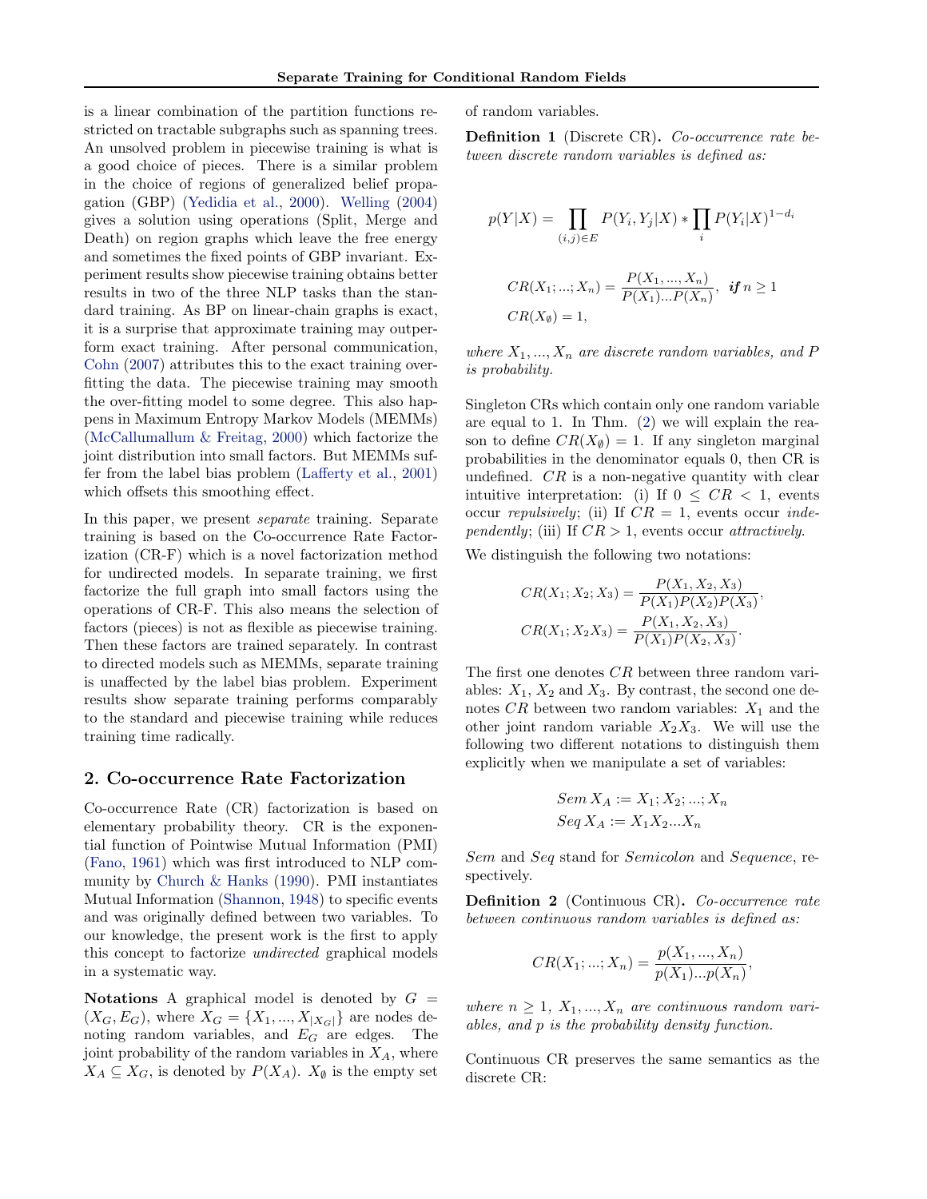is a linear combination of the partition functions restricted on tractable subgraphs such as spanning trees. An unsolved problem in piecewise training is what is a good choice of pieces. There is a similar problem in the choice of regions of generalized belief propagation (GBP) (Yedidia et al., 2000). Welling (2004) gives a solution using operations (Split, Merge and Death) on region graphs which leave the free energy and sometimes the fixed points of GBP invariant. Experiment results show piecewise training obtains better results in two of the three NLP tasks than the standard training. As BP on linear-chain graphs is exact, it is a surprise that approximate training may outperform exact training. After personal communication, Cohn (2007) attributes this to the exact training overfitting the data. The piecewise training may smooth the over-fitting model to some degree. This also happens in Maximum Entropy Markov Models (MEMMs) (McCallumallum & Freitag, 2000) which factorize the joint distribution into small factors. But MEMMs suffer from the label bias problem (Lafferty et al., 2001) which offsets this smoothing effect.

In this paper, we present *separate* training. Separate training is based on the Co-occurrence Rate Factorization (CR-F) which is a novel factorization method for undirected models. In separate training, we first factorize the full graph into small factors using the operations of CR-F. This also means the selection of factors (pieces) is not as flexible as piecewise training. Then these factors are trained separately. In contrast to directed models such as MEMMs, separate training is unaffected by the label bias problem. Experiment results show separate training performs comparably to the standard and piecewise training while reduces training time radically.

## 2. Co-occurrence Rate Factorization

Co-occurrence Rate (CR) factorization is based on elementary probability theory. CR is the exponential function of Pointwise Mutual Information (PMI) (Fano, 1961) which was first introduced to NLP community by Church & Hanks (1990). PMI instantiates Mutual Information (Shannon, 1948) to specific events and was originally defined between two variables. To our knowledge, the present work is the first to apply this concept to factorize *undirected* graphical models in a systematic way.

**Notations** A graphical model is denoted by $G = (X_G, E_G)$, where $X_G = \{X_1, ..., X_{|X_G|}\}$ are nodes denoting random variables, and $E_G$ are edges. The joint probability of the random variables in $X_A$, where $X_A \subseteq X_G$, is denoted by $P(X_A)$. $X_\emptyset$ is the empty set of random variables.

**Definition 1** (Discrete CR)**.** *Co-occurrence rate between discrete random variables is defined as:*

$$p(Y|X) = \prod_{(i,j)\in E} P(Y_i, Y_j|X) * \prod_i P(Y_i|X)^{1-d_i}$$

$$CR(X_1; ...; X_n) = \frac{P(X_1, ..., X_n)}{P(X_1)...P(X_n)}, \ \textit{if}\ n \geq 1$$
$$CR(X_\emptyset) = 1,$$

*where $X_1, ..., X_n$ are discrete random variables, and $P$ is probability.*

Singleton CRs which contain only one random variable are equal to 1. In Thm. (2) we will explain the reason to define $CR(X_\emptyset) = 1$. If any singleton marginal probabilities in the denominator equals 0, then CR is undefined. $CR$ is a non-negative quantity with clear intuitive interpretation: (i) If $0 \leq CR < 1$, events occur *repulsively*; (ii) If $CR = 1$, events occur *independently*; (iii) If $CR > 1$, events occur *attractively*.

We distinguish the following two notations:

$$CR(X_1; X_2; X_3) = \frac{P(X_1, X_2, X_3)}{P(X_1)P(X_2)P(X_3)},$$
$$CR(X_1; X_2X_3) = \frac{P(X_1, X_2, X_3)}{P(X_1)P(X_2, X_3)}.$$

The first one denotes $CR$ between three random variables: $X_1$, $X_2$ and $X_3$. By contrast, the second one denotes $CR$ between two random variables: $X_1$ and the other joint random variable $X_2X_3$. We will use the following two different notations to distinguish them explicitly when we manipulate a set of variables:

$$Sem\, X_A := X_1; X_2; ...; X_n$$
$$Seq\, X_A := X_1X_2...X_n$$

*Sem* and *Seq* stand for *Semicolon* and *Sequence*, respectively.

**Definition 2** (Continuous CR)**.** *Co-occurrence rate between continuous random variables is defined as:*

$$CR(X_1; ...; X_n) = \frac{p(X_1, ..., X_n)}{p(X_1)...p(X_n)},$$

*where $n \geq 1$, $X_1, ..., X_n$ are continuous random variables, and $p$ is the probability density function.*

Continuous CR preserves the same semantics as the discrete CR: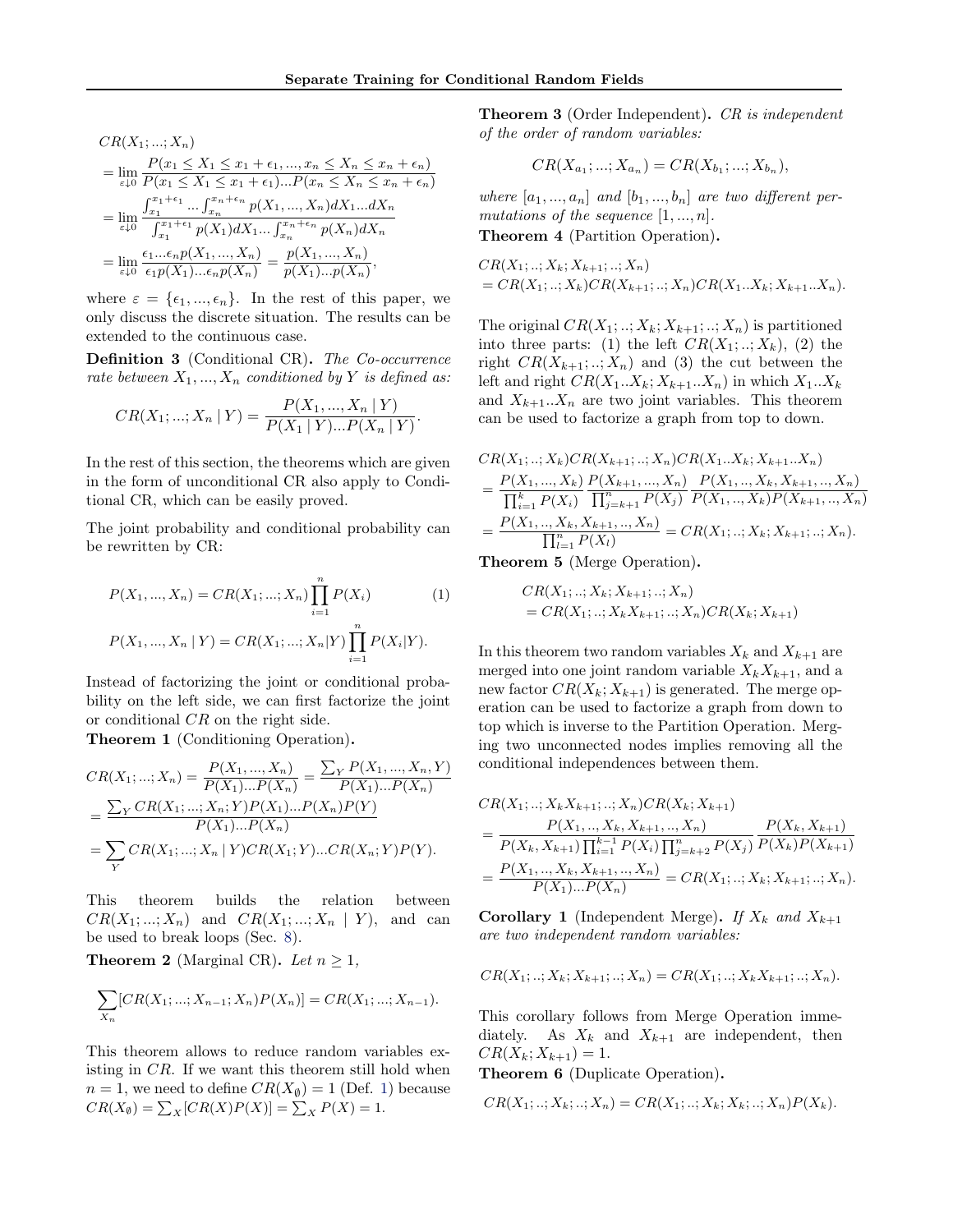$$
\begin{aligned}
&CR(X_1; ...; X_n) \\
&= \lim_{\varepsilon \downarrow 0} \frac{P(x_1 \leq X_1 \leq x_1 + \epsilon_1, ..., x_n \leq X_n \leq x_n + \epsilon_n)}{P(x_1 \leq X_1 \leq x_1 + \epsilon_1)...P(x_n \leq X_n \leq x_n + \epsilon_n)} \\
&= \lim_{\varepsilon \downarrow 0} \frac{\int_{x_1}^{x_1+\epsilon_1} ... \int_{x_n}^{x_n+\epsilon_n} p(X_1, ..., X_n) dX_1 ... dX_n}{\int_{x_1}^{x_1+\epsilon_1} p(X_1) dX_1 ... \int_{x_n}^{x_n+\epsilon_n} p(X_n) dX_n} \\
&= \lim_{\varepsilon \downarrow 0} \frac{\epsilon_1 ... \epsilon_n p(X_1, ..., X_n)}{\epsilon_1 p(X_1) ... \epsilon_n p(X_n)} = \frac{p(X_1, ..., X_n)}{p(X_1)...p(X_n)},
\end{aligned}
$$

where $\varepsilon = \{\epsilon_1, ..., \epsilon_n\}$. In the rest of this paper, we only discuss the discrete situation. The results can be extended to the continuous case.

**Definition 3** (Conditional CR)**.** *The Co-occurrence rate between $X_1, ..., X_n$ conditioned by $Y$ is defined as:*

$$
CR(X_1; ...; X_n \mid Y) = \frac{P(X_1, ..., X_n \mid Y)}{P(X_1 \mid Y)...P(X_n \mid Y)}.
$$

In the rest of this section, the theorems which are given in the form of unconditional CR also apply to Conditional CR, which can be easily proved.

The joint probability and conditional probability can be rewritten by CR:

$$
P(X_1, ..., X_n) = CR(X_1; ...; X_n) \prod_{i=1}^{n} P(X_i) \tag{1}
$$

$$
P(X_1, ..., X_n \mid Y) = CR(X_1; ...; X_n|Y) \prod_{i=1}^{n} P(X_i|Y).
$$

Instead of factorizing the joint or conditional probability on the left side, we can first factorize the joint or conditional $CR$ on the right side.

**Theorem 1** (Conditioning Operation)**.**

$$
\begin{aligned}
CR(X_1; ...; X_n) &= \frac{P(X_1, ..., X_n)}{P(X_1)...P(X_n)} = \frac{\sum_Y P(X_1, ..., X_n, Y)}{P(X_1)...P(X_n)} \\
&= \frac{\sum_Y CR(X_1; ...; X_n; Y) P(X_1)...P(X_n) P(Y)}{P(X_1)...P(X_n)} \\
&= \sum_Y CR(X_1; ...; X_n \mid Y) CR(X_1; Y)...CR(X_n; Y) P(Y).
\end{aligned}
$$

This theorem builds the relation between $CR(X_1; ...; X_n)$ and $CR(X_1; ...; X_n \mid Y)$, and can be used to break loops (Sec. 8).

**Theorem 2** (Marginal CR)**.** *Let $n \geq 1$,*

$$
\sum_{X_n} [CR(X_1; ...; X_{n-1}; X_n) P(X_n)] = CR(X_1; ...; X_{n-1}).
$$

This theorem allows to reduce random variables existing in $CR$. If we want this theorem still hold when $n = 1$, we need to define $CR(X_\emptyset) = 1$ (Def. 1) because $CR(X_\emptyset) = \sum_X [CR(X) P(X)] = \sum_X P(X) = 1$.

**Theorem 3** (Order Independent)**.** *CR is independent of the order of random variables:*

$$
CR(X_{a_1}; ...; X_{a_n}) = CR(X_{b_1}; ...; X_{b_n}),
$$

*where $[a_1, ..., a_n]$ and $[b_1, ..., b_n]$ are two different permutations of the sequence $[1, ..., n]$.*

**Theorem 4** (Partition Operation)**.**

$$
\begin{aligned}
&CR(X_1; ..; X_k; X_{k+1}; ..; X_n) \\
&= CR(X_1; ..; X_k) CR(X_{k+1}; ..; X_n) CR(X_1..X_k; X_{k+1}..X_n).
\end{aligned}
$$

The original $CR(X_1; ..; X_k; X_{k+1}; ..; X_n)$ is partitioned into three parts: (1) the left $CR(X_1; ..; X_k)$, (2) the right $CR(X_{k+1}; ..; X_n)$ and (3) the cut between the left and right $CR(X_1..X_k; X_{k+1}..X_n)$ in which $X_1..X_k$ and $X_{k+1}..X_n$ are two joint variables. This theorem can be used to factorize a graph from top to down.

$$
\begin{aligned}
&CR(X_1; ..; X_k) CR(X_{k+1}; ..; X_n) CR(X_1..X_k; X_{k+1}..X_n) \\
&= \frac{P(X_1, ..., X_k)}{\prod_{i=1}^{k} P(X_i)} \frac{P(X_{k+1}, ..., X_n)}{\prod_{j=k+1}^{n} P(X_j)} \frac{P(X_1, .., X_k, X_{k+1}, .., X_n)}{P(X_1, .., X_k) P(X_{k+1}, .., X_n)} \\
&= \frac{P(X_1, .., X_k, X_{k+1}, .., X_n)}{\prod_{l=1}^{n} P(X_l)} = CR(X_1; ..; X_k; X_{k+1}; ..; X_n).
\end{aligned}
$$

**Theorem 5** (Merge Operation)**.**

$$
\begin{aligned}
&CR(X_1; ..; X_k; X_{k+1}; ..; X_n) \\
&= CR(X_1; ..; X_k X_{k+1}; ..; X_n) CR(X_k; X_{k+1})
\end{aligned}
$$

In this theorem two random variables $X_k$ and $X_{k+1}$ are merged into one joint random variable $X_k X_{k+1}$, and a new factor $CR(X_k; X_{k+1})$ is generated. The merge operation can be used to factorize a graph from down to top which is inverse to the Partition Operation. Merging two unconnected nodes implies removing all the conditional independences between them.

$$
\begin{aligned}
&CR(X_1; ..; X_k X_{k+1}; ..; X_n) CR(X_k; X_{k+1}) \\
&= \frac{P(X_1, .., X_k, X_{k+1}, .., X_n)}{P(X_k, X_{k+1}) \prod_{i=1}^{k-1} P(X_i) \prod_{j=k+2}^{n} P(X_j)} \frac{P(X_k, X_{k+1})}{P(X_k) P(X_{k+1})} \\
&= \frac{P(X_1, .., X_k, X_{k+1}, .., X_n)}{P(X_1)...P(X_n)} = CR(X_1; ..; X_k; X_{k+1}; ..; X_n).
\end{aligned}
$$

**Corollary 1** (Independent Merge)**.** *If $X_k$ and $X_{k+1}$ are two independent random variables:*

$$
CR(X_1; ..; X_k; X_{k+1}; ..; X_n) = CR(X_1; ..; X_k X_{k+1}; ..; X_n).
$$

This corollary follows from Merge Operation immediately. As $X_k$ and $X_{k+1}$ are independent, then $CR(X_k; X_{k+1}) = 1$.

**Theorem 6** (Duplicate Operation)**.**

$$
CR(X_1; ..; X_k; ..; X_n) = CR(X_1; ..; X_k; X_k; ..; X_n) P(X_k).
$$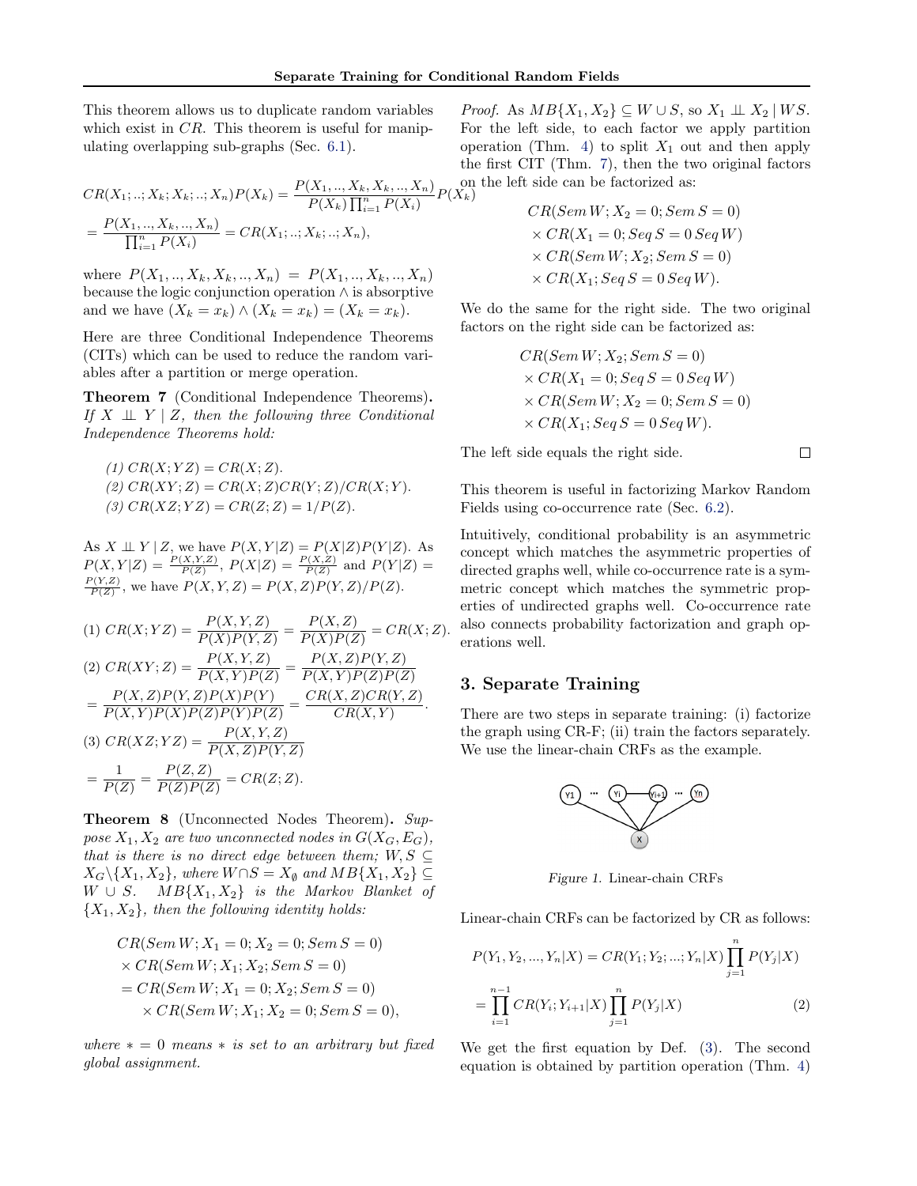This theorem allows us to duplicate random variables which exist in $CR$. This theorem is useful for manipulating overlapping sub-graphs (Sec. 6.1).

$$CR(X_1;..;X_k;X_k;..;X_n)P(X_k) = \frac{P(X_1,..,X_k,X_k,..,X_n)}{P(X_k)\prod_{i=1}^{n}P(X_i)}P(X_k)$$
$$= \frac{P(X_1,..,X_k,..,X_n)}{\prod_{i=1}^{n}P(X_i)} = CR(X_1;..;X_k;..;X_n),$$

where $P(X_1,..,X_k,X_k,..,X_n) = P(X_1,..,X_k,..,X_n)$ because the logic conjunction operation $\wedge$ is absorptive and we have $(X_k = x_k) \wedge (X_k = x_k) = (X_k = x_k)$.

Here are three Conditional Independence Theorems (CITs) which can be used to reduce the random variables after a partition or merge operation.

**Theorem 7** (Conditional Independence Theorems)**.** *If $X \perp\!\!\!\perp Y \mid Z$, then the following three Conditional Independence Theorems hold:*

*(1) $CR(X;YZ) = CR(X;Z)$.*
*(2) $CR(XY;Z) = CR(X;Z)CR(Y;Z)/CR(X;Y)$.*
*(3) $CR(XZ;YZ) = CR(Z;Z) = 1/P(Z)$.*

As $X \perp\!\!\!\perp Y \mid Z$, we have $P(X,Y|Z) = P(X|Z)P(Y|Z)$. As $P(X,Y|Z) = \frac{P(X,Y,Z)}{P(Z)}$, $P(X|Z) = \frac{P(X,Z)}{P(Z)}$ and $P(Y|Z) = \frac{P(Y,Z)}{P(Z)}$, we have $P(X,Y,Z) = P(X,Z)P(Y,Z)/P(Z)$.

$$(1)\ CR(X;YZ) = \frac{P(X,Y,Z)}{P(X)P(Y,Z)} = \frac{P(X,Z)}{P(X)P(Z)} = CR(X;Z).$$
$$(2)\ CR(XY;Z) = \frac{P(X,Y,Z)}{P(X,Y)P(Z)} = \frac{P(X,Z)P(Y,Z)}{P(X,Y)P(Z)P(Z)}$$
$$= \frac{P(X,Z)P(Y,Z)P(X)P(Y)}{P(X,Y)P(X)P(Z)P(Y)P(Z)} = \frac{CR(X,Z)CR(Y,Z)}{CR(X,Y)}.$$
$$(3)\ CR(XZ;YZ) = \frac{P(X,Y,Z)}{P(X,Z)P(Y,Z)}$$
$$= \frac{1}{P(Z)} = \frac{P(Z,Z)}{P(Z)P(Z)} = CR(Z;Z).$$

**Theorem 8** (Unconnected Nodes Theorem)**.** *Suppose $X_1, X_2$ are two unconnected nodes in $G(X_G, E_G)$, that is there is no direct edge between them; $W, S \subseteq X_G \backslash \{X_1, X_2\}$, where $W \cap S = X_\emptyset$ and $MB\{X_1, X_2\} \subseteq W \cup S$. $MB\{X_1, X_2\}$ is the Markov Blanket of $\{X_1, X_2\}$, then the following identity holds:*

$$CR(Sem\,W; X_1 = 0; X_2 = 0; Sem\,S = 0)$$
$$\times\, CR(Sem\,W; X_1; X_2; Sem\,S = 0)$$
$$= CR(Sem\,W; X_1 = 0; X_2; Sem\,S = 0)$$
$$\times\, CR(Sem\,W; X_1; X_2 = 0; Sem\,S = 0),$$

*where $* = 0$ means $*$ is set to an arbitrary but fixed global assignment.*

*Proof.* As $MB\{X_1, X_2\} \subseteq W \cup S$, so $X_1 \perp\!\!\!\perp X_2 \mid WS$. For the left side, to each factor we apply partition operation (Thm. 4) to split $X_1$ out and then apply the first CIT (Thm. 7), then the two original factors on the left side can be factorized as:

$$CR(Sem\,W; X_2 = 0; Sem\,S = 0)$$
$$\times\, CR(X_1 = 0; Seq\,S = 0\,Seq\,W)$$
$$\times\, CR(Sem\,W; X_2; Sem\,S = 0)$$
$$\times\, CR(X_1; Seq\,S = 0\,Seq\,W).$$

We do the same for the right side. The two original factors on the right side can be factorized as:

$$CR(Sem\,W; X_2; Sem\,S = 0)$$
$$\times\, CR(X_1 = 0; Seq\,S = 0\,Seq\,W)$$
$$\times\, CR(Sem\,W; X_2 = 0; Sem\,S = 0)$$
$$\times\, CR(X_1; Seq\,S = 0\,Seq\,W).$$

The left side equals the right side. □

This theorem is useful in factorizing Markov Random Fields using co-occurrence rate (Sec. 6.2).

Intuitively, conditional probability is an asymmetric concept which matches the asymmetric properties of directed graphs well, while co-occurrence rate is a symmetric concept which matches the symmetric properties of undirected graphs well. Co-occurrence rate also connects probability factorization and graph operations well.

## 3. Separate Training

There are two steps in separate training: (i) factorize the graph using CR-F; (ii) train the factors separately. We use the linear-chain CRFs as the example.

*Figure 1.* Linear-chain CRFs

Linear-chain CRFs can be factorized by CR as follows:

$$P(Y_1, Y_2, ..., Y_n|X) = CR(Y_1; Y_2; ...; Y_n|X)\prod_{j=1}^{n}P(Y_j|X)$$
$$= \prod_{i=1}^{n-1}CR(Y_i; Y_{i+1}|X)\prod_{j=1}^{n}P(Y_j|X) \qquad (2)$$

We get the first equation by Def. (3). The second equation is obtained by partition operation (Thm. 4)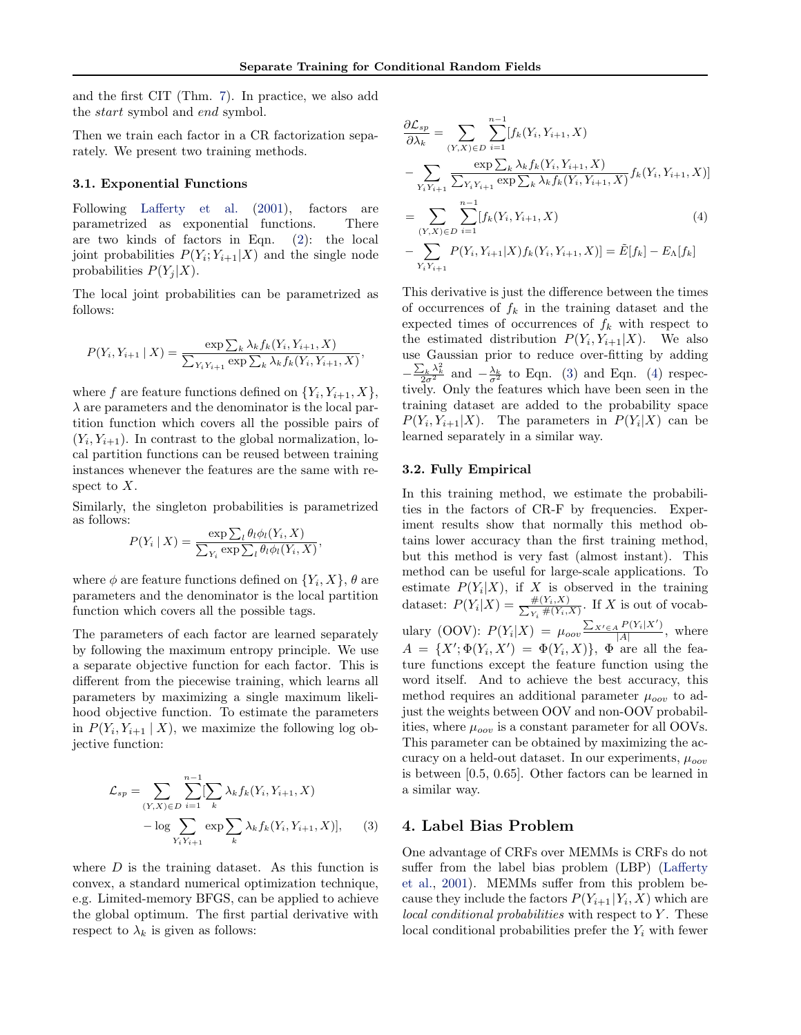and the first CIT (Thm. 7). In practice, we also add the *start* symbol and *end* symbol.

Then we train each factor in a CR factorization separately. We present two training methods.

### 3.1. Exponential Functions

Following Lafferty et al. (2001), factors are parametrized as exponential functions. There are two kinds of factors in Eqn. (2): the local joint probabilities $P(Y_i; Y_{i+1}|X)$ and the single node probabilities $P(Y_j|X)$.

The local joint probabilities can be parametrized as follows:

$$P(Y_i, Y_{i+1} \mid X) = \frac{\exp \sum_k \lambda_k f_k(Y_i, Y_{i+1}, X)}{\sum_{Y_i Y_{i+1}} \exp \sum_k \lambda_k f_k(Y_i, Y_{i+1}, X)},$$

where $f$ are feature functions defined on $\{Y_i, Y_{i+1}, X\}$, $\lambda$ are parameters and the denominator is the local partition function which covers all the possible pairs of $(Y_i, Y_{i+1})$. In contrast to the global normalization, local partition functions can be reused between training instances whenever the features are the same with respect to $X$.

Similarly, the singleton probabilities is parametrized as follows:

$$P(Y_i \mid X) = \frac{\exp \sum_l \theta_l \phi_l(Y_i, X)}{\sum_{Y_i} \exp \sum_l \theta_l \phi_l(Y_i, X)},$$

where $\phi$ are feature functions defined on $\{Y_i, X\}$, $\theta$ are parameters and the denominator is the local partition function which covers all the possible tags.

The parameters of each factor are learned separately by following the maximum entropy principle. We use a separate objective function for each factor. This is different from the piecewise training, which learns all parameters by maximizing a single maximum likelihood objective function. To estimate the parameters in $P(Y_i, Y_{i+1} \mid X)$, we maximize the following log objective function:

$$\mathcal{L}_{sp} = \sum_{(Y,X)\in D} \sum_{i=1}^{n-1} [\sum_k \lambda_k f_k(Y_i, Y_{i+1}, X) - \log \sum_{Y_i Y_{i+1}} \exp \sum_k \lambda_k f_k(Y_i, Y_{i+1}, X)], \quad (3)$$

where $D$ is the training dataset. As this function is convex, a standard numerical optimization technique, e.g. Limited-memory BFGS, can be applied to achieve the global optimum. The first partial derivative with respect to $\lambda_k$ is given as follows:

$$\begin{aligned}
\frac{\partial \mathcal{L}_{sp}}{\partial \lambda_k} &= \sum_{(Y,X)\in D} \sum_{i=1}^{n-1} [f_k(Y_i, Y_{i+1}, X) \\
&- \sum_{Y_i Y_{i+1}} \frac{\exp \sum_k \lambda_k f_k(Y_i, Y_{i+1}, X)}{\sum_{Y_i Y_{i+1}} \exp \sum_k \lambda_k f_k(Y_i, Y_{i+1}, X)} f_k(Y_i, Y_{i+1}, X)] \\
&= \sum_{(Y,X)\in D} \sum_{i=1}^{n-1} [f_k(Y_i, Y_{i+1}, X) \qquad (4) \\
&- \sum_{Y_i Y_{i+1}} P(Y_i, Y_{i+1}|X) f_k(Y_i, Y_{i+1}, X)] = \tilde{E}[f_k] - E_\Lambda[f_k]
\end{aligned}$$

This derivative is just the difference between the times of occurrences of $f_k$ in the training dataset and the expected times of occurrences of $f_k$ with respect to the estimated distribution $P(Y_i, Y_{i+1}|X)$. We also use Gaussian prior to reduce over-fitting by adding $-\frac{\sum_k \lambda_k^2}{2\sigma^2}$ and $-\frac{\lambda_k}{\sigma^2}$ to Eqn. (3) and Eqn. (4) respectively. Only the features which have been seen in the training dataset are added to the probability space $P(Y_i, Y_{i+1}|X)$. The parameters in $P(Y_i|X)$ can be learned separately in a similar way.

### 3.2. Fully Empirical

In this training method, we estimate the probabilities in the factors of CR-F by frequencies. Experiment results show that normally this method obtains lower accuracy than the first training method, but this method is very fast (almost instant). This method can be useful for large-scale applications. To estimate $P(Y_i|X)$, if $X$ is observed in the training dataset: $P(Y_i|X) = \frac{\#(Y_i, X)}{\sum_{Y_i} \#(Y_i, X)}$. If $X$ is out of vocabulary (OOV): $P(Y_i|X) = \mu_{oov} \frac{\sum_{X' \in A} P(Y_i|X')}{|A|}$, where $A = \{X'; \Phi(Y_i, X') = \Phi(Y_i, X)\}$, $\Phi$ are all the feature functions except the feature function using the word itself. And to achieve the best accuracy, this method requires an additional parameter $\mu_{oov}$ to adjust the weights between OOV and non-OOV probabilities, where $\mu_{oov}$ is a constant parameter for all OOVs. This parameter can be obtained by maximizing the accuracy on a held-out dataset. In our experiments, $\mu_{oov}$ is between [0.5, 0.65]. Other factors can be learned in a similar way.

## 4. Label Bias Problem

One advantage of CRFs over MEMMs is CRFs do not suffer from the label bias problem (LBP) (Lafferty et al., 2001). MEMMs suffer from this problem because they include the factors $P(Y_{i+1}|Y_i, X)$ which are *local conditional probabilities* with respect to $Y$. These local conditional probabilities prefer the $Y_i$ with fewer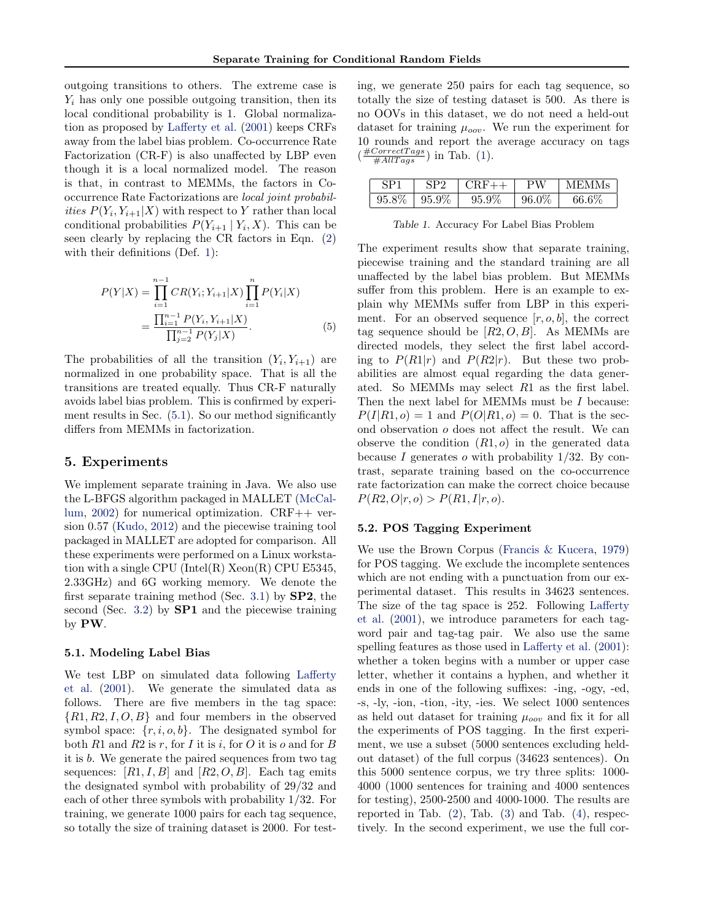outgoing transitions to others. The extreme case is $Y_i$ has only one possible outgoing transition, then its local conditional probability is 1. Global normalization as proposed by Lafferty et al. (2001) keeps CRFs away from the label bias problem. Co-occurrence Rate Factorization (CR-F) is also unaffected by LBP even though it is a local normalized model. The reason is that, in contrast to MEMMs, the factors in Co-occurrence Rate Factorizations are *local joint probabilities* $P(Y_i, Y_{i+1}|X)$ with respect to $Y$ rather than local conditional probabilities $P(Y_{i+1} \mid Y_i, X)$. This can be seen clearly by replacing the CR factors in Eqn. (2) with their definitions (Def. 1):

$$P(Y|X) = \prod_{i=1}^{n-1} CR(Y_i; Y_{i+1}|X) \prod_{i=1}^{n} P(Y_i|X) = \frac{\prod_{i=1}^{n-1} P(Y_i, Y_{i+1}|X)}{\prod_{j=2}^{n-1} P(Y_j|X)}. \quad (5)$$

The probabilities of all the transition $(Y_i, Y_{i+1})$ are normalized in one probability space. That is all the transitions are treated equally. Thus CR-F naturally avoids label bias problem. This is confirmed by experiment results in Sec. (5.1). So our method significantly differs from MEMMs in factorization.

## 5. Experiments

We implement separate training in Java. We also use the L-BFGS algorithm packaged in MALLET (McCallum, 2002) for numerical optimization. CRF++ version 0.57 (Kudo, 2012) and the piecewise training tool packaged in MALLET are adopted for comparison. All these experiments were performed on a Linux workstation with a single CPU (Intel(R) Xeon(R) CPU E5345, 2.33GHz) and 6G working memory. We denote the first separate training method (Sec. 3.1) by **SP2**, the second (Sec. 3.2) by **SP1** and the piecewise training by **PW**.

### 5.1. Modeling Label Bias

We test LBP on simulated data following Lafferty et al. (2001). We generate the simulated data as follows. There are five members in the tag space: $\{R1, R2, I, O, B\}$ and four members in the observed symbol space: $\{r, i, o, b\}$. The designated symbol for both $R1$ and $R2$ is $r$, for $I$ it is $i$, for $O$ it is $o$ and for $B$ it is $b$. We generate the paired sequences from two tag sequences: $[R1, I, B]$ and $[R2, O, B]$. Each tag emits the designated symbol with probability of 29/32 and each of other three symbols with probability 1/32. For training, we generate 1000 pairs for each tag sequence, so totally the size of training dataset is 2000. For testing, we generate 250 pairs for each tag sequence, so totally the size of testing dataset is 500. As there is no OOVs in this dataset, we do not need a held-out dataset for training $\mu_{oov}$. We run the experiment for 10 rounds and report the average accuracy on tags ($\frac{\#CorrectTags}{\#AllTags}$) in Tab. (1).

| SP1 | SP2 | CRF++ | PW | MEMMs |
|---|---|---|---|---|
| 95.8% | 95.9% | 95.9% | 96.0% | 66.6% |

Table 1. Accuracy For Label Bias Problem

The experiment results show that separate training, piecewise training and the standard training are all unaffected by the label bias problem. But MEMMs suffer from this problem. Here is an example to explain why MEMMs suffer from LBP in this experiment. For an observed sequence $[r, o, b]$, the correct tag sequence should be $[R2, O, B]$. As MEMMs are directed models, they select the first label according to $P(R1|r)$ and $P(R2|r)$. But these two probabilities are almost equal regarding the data generated. So MEMMs may select $R1$ as the first label. Then the next label for MEMMs must be $I$ because: $P(I|R1, o) = 1$ and $P(O|R1, o) = 0$. That is the second observation $o$ does not affect the result. We can observe the condition $(R1, o)$ in the generated data because $I$ generates $o$ with probability 1/32. By contrast, separate training based on the co-occurrence rate factorization can make the correct choice because $P(R2, O|r, o) > P(R1, I|r, o)$.

### 5.2. POS Tagging Experiment

We use the Brown Corpus (Francis & Kucera, 1979) for POS tagging. We exclude the incomplete sentences which are not ending with a punctuation from our experimental dataset. This results in 34623 sentences. The size of the tag space is 252. Following Lafferty et al. (2001), we introduce parameters for each tag-word pair and tag-tag pair. We also use the same spelling features as those used in Lafferty et al. (2001): whether a token begins with a number or upper case letter, whether it contains a hyphen, and whether it ends in one of the following suffixes: -ing, -ogy, -ed, -s, -ly, -ion, -tion, -ity, -ies. We select 1000 sentences as held out dataset for training $\mu_{oov}$ and fix it for all the experiments of POS tagging. In the first experiment, we use a subset (5000 sentences excluding held-out dataset) of the full corpus (34623 sentences). On this 5000 sentence corpus, we try three splits: 1000-4000 (1000 sentences for training and 4000 sentences for testing), 2500-2500 and 4000-1000. The results are reported in Tab. (2), Tab. (3) and Tab. (4), respectively. In the second experiment, we use the full cor-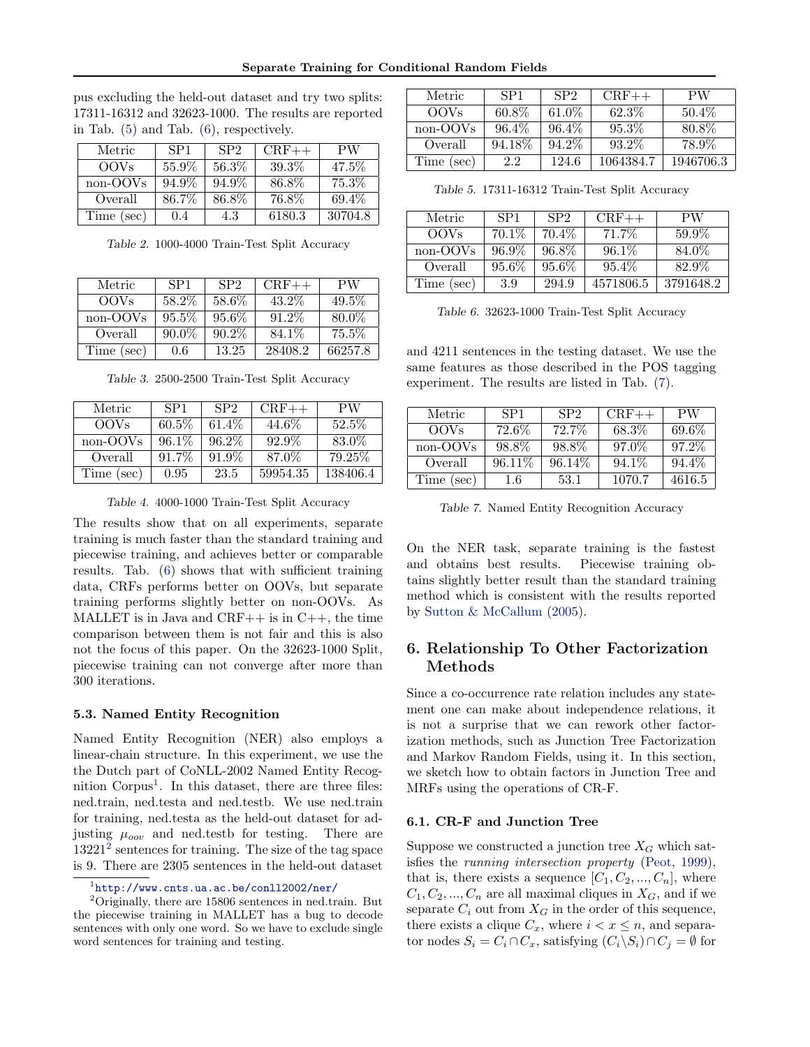pus excluding the held-out dataset and try two splits: 17311-16312 and 32623-1000. The results are reported in Tab. (5) and Tab. (6), respectively.

| Metric | SP1 | SP2 | CRF++ | PW |
|---|---|---|---|---|
| OOVs | 55.9% | 56.3% | 39.3% | 47.5% |
| non-OOVs | 94.9% | 94.9% | 86.8% | 75.3% |
| Overall | 86.7% | 86.8% | 76.8% | 69.4% |
| Time (sec) | 0.4 | 4.3 | 6180.3 | 30704.8 |

*Table 2.* 1000-4000 Train-Test Split Accuracy

| Metric | SP1 | SP2 | CRF++ | PW |
|---|---|---|---|---|
| OOVs | 58.2% | 58.6% | 43.2% | 49.5% |
| non-OOVs | 95.5% | 95.6% | 91.2% | 80.0% |
| Overall | 90.0% | 90.2% | 84.1% | 75.5% |
| Time (sec) | 0.6 | 13.25 | 28408.2 | 66257.8 |

*Table 3.* 2500-2500 Train-Test Split Accuracy

| Metric | SP1 | SP2 | CRF++ | PW |
|---|---|---|---|---|
| OOVs | 60.5% | 61.4% | 44.6% | 52.5% |
| non-OOVs | 96.1% | 96.2% | 92.9% | 83.0% |
| Overall | 91.7% | 91.9% | 87.0% | 79.25% |
| Time (sec) | 0.95 | 23.5 | 59954.35 | 138406.4 |

*Table 4.* 4000-1000 Train-Test Split Accuracy

The results show that on all experiments, separate training is much faster than the standard training and piecewise training, and achieves better or comparable results. Tab. (6) shows that with sufficient training data, CRFs performs better on OOVs, but separate training performs slightly better on non-OOVs. As MALLET is in Java and CRF++ is in C++, the time comparison between them is not fair and this is also not the focus of this paper. On the 32623-1000 Split, piecewise training can not converge after more than 300 iterations.

### 5.3. Named Entity Recognition

Named Entity Recognition (NER) also employs a linear-chain structure. In this experiment, we use the the Dutch part of CoNLL-2002 Named Entity Recognition Corpus[1]. In this dataset, there are three files: ned.train, ned.testa and ned.testb. We use ned.train for training, ned.testa as the held-out dataset for adjusting $\mu_{oov}$ and ned.testb for testing. There are 13221[2] sentences for training. The size of the tag space is 9. There are 2305 sentences in the held-out dataset and 4211 sentences in the testing dataset. We use the same features as those described in the POS tagging experiment. The results are listed in Tab. (7).

[1] http://www.cnts.ua.ac.be/conll2002/ner/

[2] Originally, there are 15806 sentences in ned.train. But the piecewise training in MALLET has a bug to decode sentences with only one word. So we have to exclude single word sentences for training and testing.

| Metric | SP1 | SP2 | CRF++ | PW |
|---|---|---|---|---|
| OOVs | 60.8% | 61.0% | 62.3% | 50.4% |
| non-OOVs | 96.4% | 96.4% | 95.3% | 80.8% |
| Overall | 94.18% | 94.2% | 93.2% | 78.9% |
| Time (sec) | 2.2 | 124.6 | 1064384.7 | 1946706.3 |

*Table 5.* 17311-16312 Train-Test Split Accuracy

| Metric | SP1 | SP2 | CRF++ | PW |
|---|---|---|---|---|
| OOVs | 70.1% | 70.4% | 71.7% | 59.9% |
| non-OOVs | 96.9% | 96.8% | 96.1% | 84.0% |
| Overall | 95.6% | 95.6% | 95.4% | 82.9% |
| Time (sec) | 3.9 | 294.9 | 4571806.5 | 3791648.2 |

*Table 6.* 32623-1000 Train-Test Split Accuracy

| Metric | SP1 | SP2 | CRF++ | PW |
|---|---|---|---|---|
| OOVs | 72.6% | 72.7% | 68.3% | 69.6% |
| non-OOVs | 98.8% | 98.8% | 97.0% | 97.2% |
| Overall | 96.11% | 96.14% | 94.1% | 94.4% |
| Time (sec) | 1.6 | 53.1 | 1070.7 | 4616.5 |

*Table 7.* Named Entity Recognition Accuracy

On the NER task, separate training is the fastest and obtains best results. Piecewise training obtains slightly better result than the standard training method which is consistent with the results reported by Sutton & McCallum (2005).

## 6. Relationship To Other Factorization Methods

Since a co-occurrence rate relation includes any statement one can make about independence relations, it is not a surprise that we can rework other factorization methods, such as Junction Tree Factorization and Markov Random Fields, using it. In this section, we sketch how to obtain factors in Junction Tree and MRFs using the operations of CR-F.

### 6.1. CR-F and Junction Tree

Suppose we constructed a junction tree $X_G$ which satisfies the *running intersection property* (Peot, 1999), that is, there exists a sequence $[C_1, C_2, ..., C_n]$, where $C_1, C_2, ..., C_n$ are all maximal cliques in $X_G$, and if we separate $C_i$ out from $X_G$ in the order of this sequence, there exists a clique $C_x$, where $i < x \leq n$, and separator nodes $S_i = C_i \cap C_x$, satisfying $(C_i \backslash S_i) \cap C_j = \emptyset$ for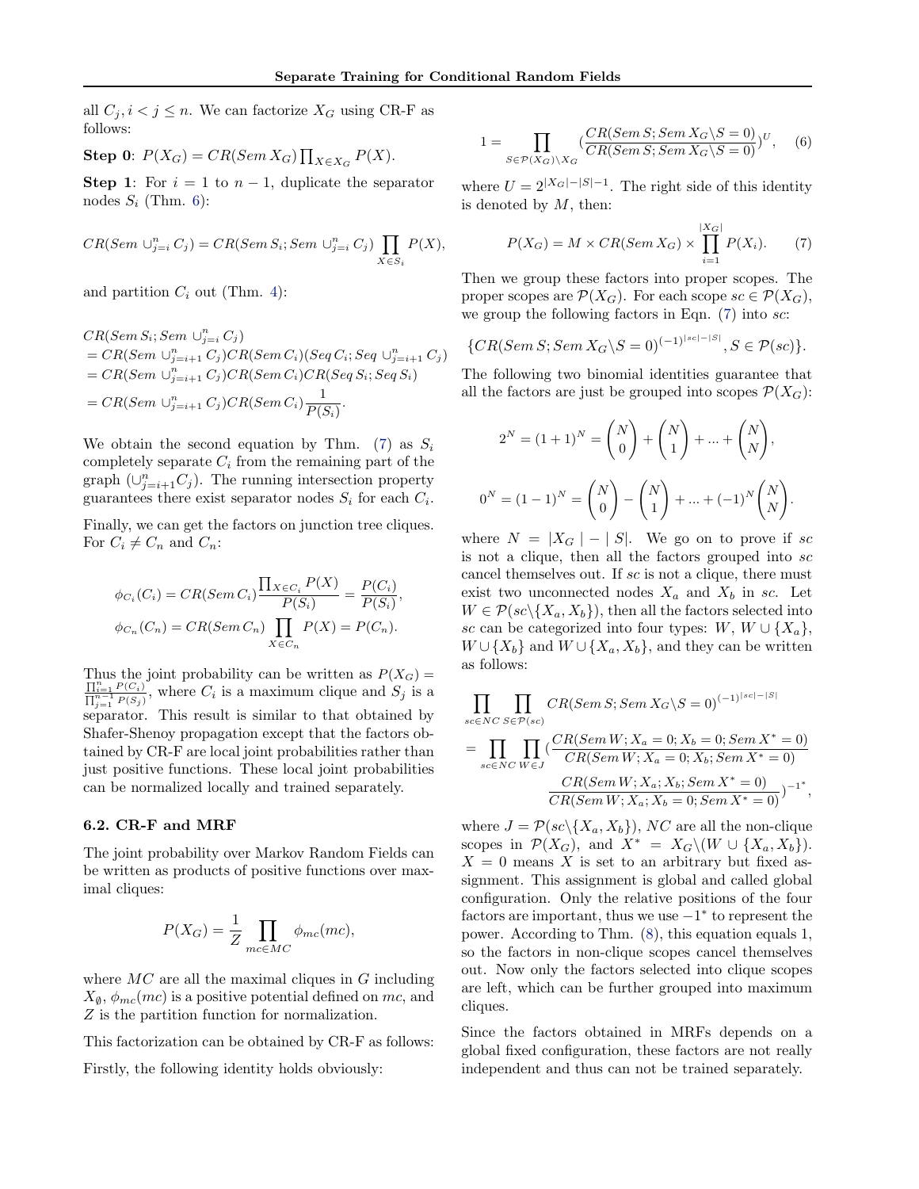all $C_j, i < j \leq n$. We can factorize $X_G$ using CR-F as follows:

**Step 0**: $P(X_G) = CR(Sem\, X_G) \prod_{X \in X_G} P(X)$.

**Step 1**: For $i = 1$ to $n-1$, duplicate the separator nodes $S_i$ (Thm. 6):

$$CR(Sem \cup_{j=i}^n C_j) = CR(Sem\, S_i; Sem \cup_{j=i}^n C_j) \prod_{X \in S_i} P(X),$$

and partition $C_i$ out (Thm. 4):

$$\begin{aligned}
&CR(Sem\, S_i; Sem \cup_{j=i}^n C_j) \\
&= CR(Sem \cup_{j=i+1}^n C_j) CR(Sem\, C_i)(Seq\, C_i; Seq \cup_{j=i+1}^n C_j) \\
&= CR(Sem \cup_{j=i+1}^n C_j) CR(Sem\, C_i) CR(Seq\, S_i; Seq\, S_i) \\
&= CR(Sem \cup_{j=i+1}^n C_j) CR(Sem\, C_i) \frac{1}{P(S_i)}.
\end{aligned}$$

We obtain the second equation by Thm. (7) as $S_i$ completely separate $C_i$ from the remaining part of the graph ($\cup_{j=i+1}^n C_j$). The running intersection property guarantees there exist separator nodes $S_i$ for each $C_i$.

Finally, we can get the factors on junction tree cliques. For $C_i \neq C_n$ and $C_n$:

$$\begin{aligned}
\phi_{C_i}(C_i) &= CR(Sem\, C_i) \frac{\prod_{X \in C_i} P(X)}{P(S_i)} = \frac{P(C_i)}{P(S_i)}, \\
\phi_{C_n}(C_n) &= CR(Sem\, C_n) \prod_{X \in C_n} P(X) = P(C_n).
\end{aligned}$$

Thus the joint probability can be written as $P(X_G) = \frac{\prod_{i=1}^n P(C_i)}{\prod_{j=1}^{n-1} P(S_j)}$, where $C_i$ is a maximum clique and $S_j$ is a separator. This result is similar to that obtained by Shafer-Shenoy propagation except that the factors obtained by CR-F are local joint probabilities rather than just positive functions. These local joint probabilities can be normalized locally and trained separately.

### 6.2. CR-F and MRF

The joint probability over Markov Random Fields can be written as products of positive functions over maximal cliques:

$$P(X_G) = \frac{1}{Z} \prod_{mc \in MC} \phi_{mc}(mc),$$

where $MC$ are all the maximal cliques in $G$ including $X_\emptyset$, $\phi_{mc}(mc)$ is a positive potential defined on $mc$, and $Z$ is the partition function for normalization.

This factorization can be obtained by CR-F as follows:

Firstly, the following identity holds obviously:

$$1 = \prod_{S \in \mathcal{P}(X_G) \setminus X_G} \left(\frac{CR(Sem\, S; Sem\, X_G \setminus S = 0)}{CR(Sem\, S; Sem\, X_G \setminus S = 0)}\right)^U, \quad (6)$$

where $U = 2^{|X_G| - |S| - 1}$. The right side of this identity is denoted by $M$, then:

$$P(X_G) = M \times CR(Sem\, X_G) \times \prod_{i=1}^{|X_G|} P(X_i). \quad (7)$$

Then we group these factors into proper scopes. The proper scopes are $\mathcal{P}(X_G)$. For each scope $sc \in \mathcal{P}(X_G)$, we group the following factors in Eqn. (7) into $sc$:

$$\{CR(Sem\, S; Sem\, X_G \setminus S = 0)^{(-1)^{|sc| - |S|}}, S \in \mathcal{P}(sc)\}.$$

The following two binomial identities guarantee that all the factors are just be grouped into scopes $\mathcal{P}(X_G)$:

$$2^N = (1+1)^N = \binom{N}{0} + \binom{N}{1} + \ldots + \binom{N}{N},$$

$$0^N = (1-1)^N = \binom{N}{0} - \binom{N}{1} + \ldots + (-1)^N \binom{N}{N}.$$

where $N = |X_G| - |S|$. We go on to prove if $sc$ is not a clique, then all the factors grouped into $sc$ cancel themselves out. If $sc$ is not a clique, there must exist two unconnected nodes $X_a$ and $X_b$ in $sc$. Let $W \in \mathcal{P}(sc \setminus \{X_a, X_b\})$, then all the factors selected into $sc$ can be categorized into four types: $W$, $W \cup \{X_a\}$, $W \cup \{X_b\}$ and $W \cup \{X_a, X_b\}$, and they can be written as follows:

$$\begin{aligned}
&\prod_{sc \in NC} \prod_{S \in \mathcal{P}(sc)} CR(Sem\, S; Sem\, X_G \setminus S = 0)^{(-1)^{|sc| - |S|}} \\
&= \prod_{sc \in NC} \prod_{W \in J} \Big(\frac{CR(Sem\, W; X_a = 0; X_b = 0; Sem\, X^* = 0)}{CR(Sem\, W; X_a = 0; X_b; Sem\, X^* = 0)} \\
&\qquad \frac{CR(Sem\, W; X_a; X_b; Sem\, X^* = 0)}{CR(Sem\, W; X_a; X_b = 0; Sem\, X^* = 0)}\Big)^{-1^*},
\end{aligned}$$

where $J = \mathcal{P}(sc \setminus \{X_a, X_b\})$, $NC$ are all the non-clique scopes in $\mathcal{P}(X_G)$, and $X^* = X_G \setminus (W \cup \{X_a, X_b\})$. $X = 0$ means $X$ is set to an arbitrary but fixed assignment. This assignment is global and called global configuration. Only the relative positions of the four factors are important, thus we use $-1^*$ to represent the power. According to Thm. (8), this equation equals 1, so the factors in non-clique scopes cancel themselves out. Now only the factors selected into clique scopes are left, which can be further grouped into maximum cliques.

Since the factors obtained in MRFs depends on a global fixed configuration, these factors are not really independent and thus can not be trained separately.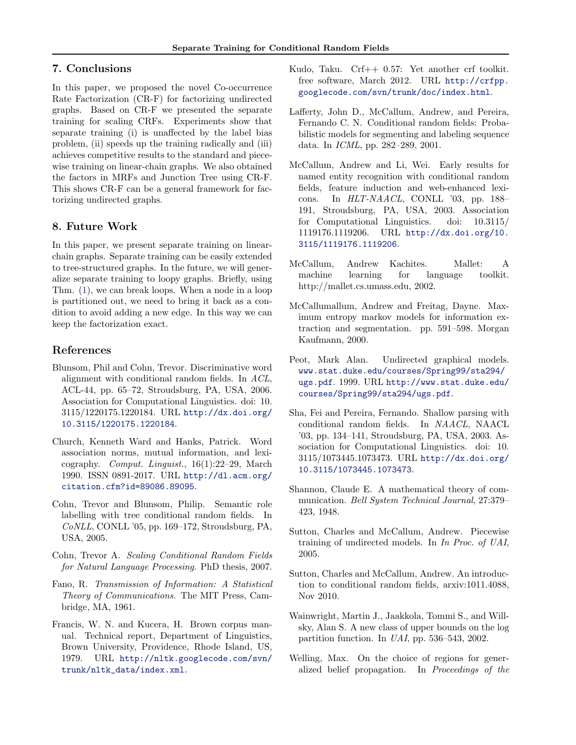## 7. Conclusions

In this paper, we proposed the novel Co-occurrence Rate Factorization (CR-F) for factorizing undirected graphs. Based on CR-F we presented the separate training for scaling CRFs. Experiments show that separate training (i) is unaffected by the label bias problem, (ii) speeds up the training radically and (iii) achieves competitive results to the standard and piecewise training on linear-chain graphs. We also obtained the factors in MRFs and Junction Tree using CR-F. This shows CR-F can be a general framework for factorizing undirected graphs.

## 8. Future Work

In this paper, we present separate training on linear-chain graphs. Separate training can be easily extended to tree-structured graphs. In the future, we will generalize separate training to loopy graphs. Briefly, using Thm. (1), we can break loops. When a node in a loop is partitioned out, we need to bring it back as a condition to avoid adding a new edge. In this way we can keep the factorization exact.

## References

Blunsom, Phil and Cohn, Trevor. Discriminative word alignment with conditional random fields. In *ACL*, ACL-44, pp. 65–72, Stroudsburg, PA, USA, 2006. Association for Computational Linguistics. doi: 10.3115/1220175.1220184. URL http://dx.doi.org/10.3115/1220175.1220184.

Church, Kenneth Ward and Hanks, Patrick. Word association norms, mutual information, and lexicography. *Comput. Linguist.*, 16(1):22–29, March 1990. ISSN 0891-2017. URL http://dl.acm.org/citation.cfm?id=89086.89095.

Cohn, Trevor and Blunsom, Philip. Semantic role labelling with tree conditional random fields. In *CoNLL*, CONLL '05, pp. 169–172, Stroudsburg, PA, USA, 2005.

Cohn, Trevor A. *Scaling Conditional Random Fields for Natural Language Processing*. PhD thesis, 2007.

Fano, R. *Transmission of Information: A Statistical Theory of Communications*. The MIT Press, Cambridge, MA, 1961.

Francis, W. N. and Kucera, H. Brown corpus manual. Technical report, Department of Linguistics, Brown University, Providence, Rhode Island, US, 1979. URL http://nltk.googlecode.com/svn/trunk/nltk_data/index.xml.

Kudo, Taku. Crf++ 0.57: Yet another crf toolkit. free software, March 2012. URL http://crfpp.googlecode.com/svn/trunk/doc/index.html.

Lafferty, John D., McCallum, Andrew, and Pereira, Fernando C. N. Conditional random fields: Probabilistic models for segmenting and labeling sequence data. In *ICML*, pp. 282–289, 2001.

McCallum, Andrew and Li, Wei. Early results for named entity recognition with conditional random fields, feature induction and web-enhanced lexicons. In *HLT-NAACL*, CONLL '03, pp. 188–191, Stroudsburg, PA, USA, 2003. Association for Computational Linguistics. doi: 10.3115/1119176.1119206. URL http://dx.doi.org/10.3115/1119176.1119206.

McCallum, Andrew Kachites. Mallet: A machine learning for language toolkit. http://mallet.cs.umass.edu, 2002.

McCallumallum, Andrew and Freitag, Dayne. Maximum entropy markov models for information extraction and segmentation. pp. 591–598. Morgan Kaufmann, 2000.

Peot, Mark Alan. Undirected graphical models. www.stat.duke.edu/courses/Spring99/sta294/ugs.pdf. 1999. URL http://www.stat.duke.edu/courses/Spring99/sta294/ugs.pdf.

Sha, Fei and Pereira, Fernando. Shallow parsing with conditional random fields. In *NAACL*, NAACL '03, pp. 134–141, Stroudsburg, PA, USA, 2003. Association for Computational Linguistics. doi: 10.3115/1073445.1073473. URL http://dx.doi.org/10.3115/1073445.1073473.

Shannon, Claude E. A mathematical theory of communication. *Bell System Technical Journal*, 27:379–423, 1948.

Sutton, Charles and McCallum, Andrew. Piecewise training of undirected models. In *In Proc. of UAI*, 2005.

Sutton, Charles and McCallum, Andrew. An introduction to conditional random fields, arxiv:1011.4088, Nov 2010.

Wainwright, Martin J., Jaakkola, Tommi S., and Willsky, Alan S. A new class of upper bounds on the log partition function. In *UAI*, pp. 536–543, 2002.

Welling, Max. On the choice of regions for generalized belief propagation. In *Proceedings of the*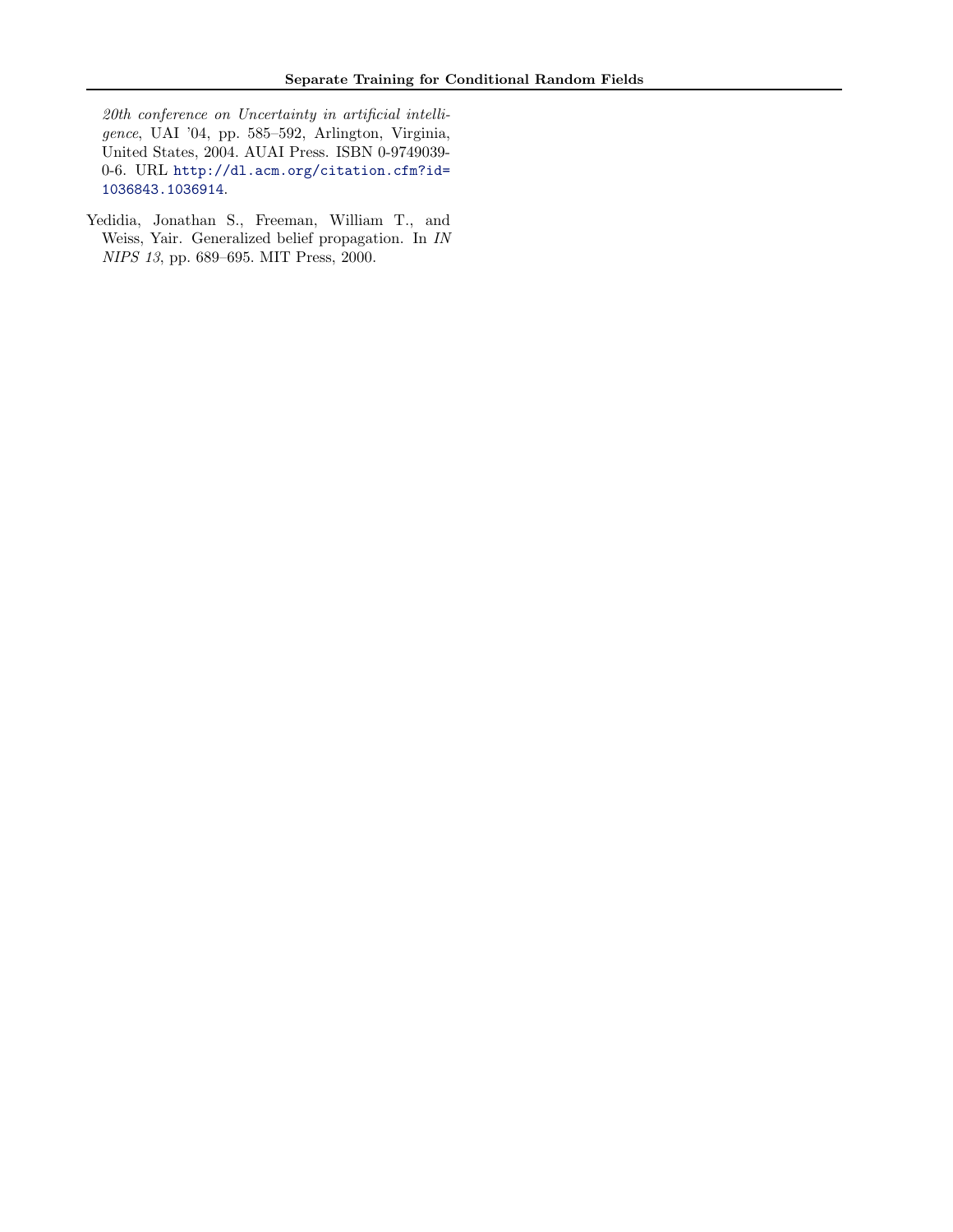*20th conference on Uncertainty in artificial intelligence*, UAI '04, pp. 585–592, Arlington, Virginia, United States, 2004. AUAI Press. ISBN 0-9749039-0-6. URL http://dl.acm.org/citation.cfm?id=1036843.1036914.

Yedidia, Jonathan S., Freeman, William T., and Weiss, Yair. Generalized belief propagation. In *IN NIPS 13*, pp. 689–695. MIT Press, 2000.